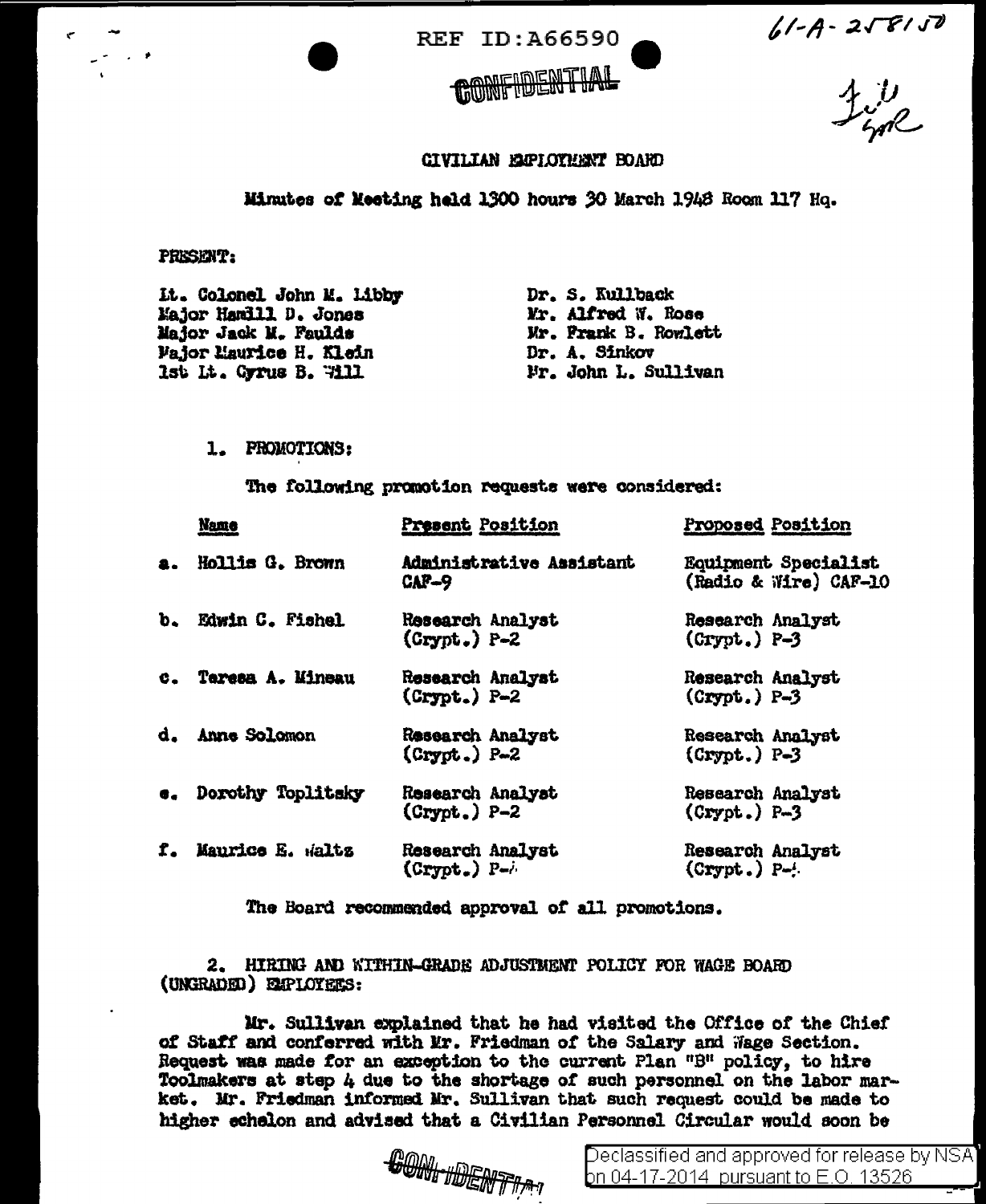REF ID:A66590

61-A-258150

CONFIDENTIAL

## CIVILIAN EMPLOYMENT BOARD

Minutes of Meeting held 1300 hours 30 March 1948 Room 117 Hq.

PRESENT:

| | |
|---|---|
| Lt. Colonel John M. Libby | Dr. S. Kullback |
| Major Hamill D. Jones | Mr. Alfred W. Rose |
| Major Jack M. Faulds | Mr. Frank B. Rowlett |
| Major Maurice H. Klein | Dr. A. Sinkov |
| 1st Lt. Cyrus B. Will | Mr. John L. Sullivan |

1. PROMOTIONS:

The following promotion requests were considered:

| Name | Present Position | Proposed Position |
|---|---|---|
| a. Hollis G. Brown | Administrative Assistant CAF-9 | Equipment Specialist (Radio & Wire) CAF-10 |
| b. Edwin C. Fishel | Research Analyst (Crypt.) P-2 | Research Analyst (Crypt.) P-3 |
| c. Teresa A. Mineau | Research Analyst (Crypt.) P-2 | Research Analyst (Crypt.) P-3 |
| d. Anne Solomon | Research Analyst (Crypt.) P-2 | Research Analyst (Crypt.) P-3 |
| e. Dorothy Toplitsky | Research Analyst (Crypt.) P-2 | Research Analyst (Crypt.) P-3 |
| f. Maurice E. Waltz | Research Analyst (Crypt.) P-? | Research Analyst (Crypt.) P-? |

The Board recommended approval of all promotions.

2. HIRING AND WITHIN-GRADE ADJUSTMENT POLICY FOR WAGE BOARD (UNGRADED) EMPLOYEES:

Mr. Sullivan explained that he had visited the Office of the Chief of Staff and conferred with Mr. Friedman of the Salary and Wage Section. Request was made for an exception to the current Plan "B" policy, to hire Toolmakers at step 4 due to the shortage of such personnel on the labor market. Mr. Friedman informed Mr. Sullivan that such request could be made to higher echelon and advised that a Civilian Personnel Circular would soon be

CONFIDENTIAL

Declassified and approved for release by NSA on 04-17-2014 pursuant to E.O. 13526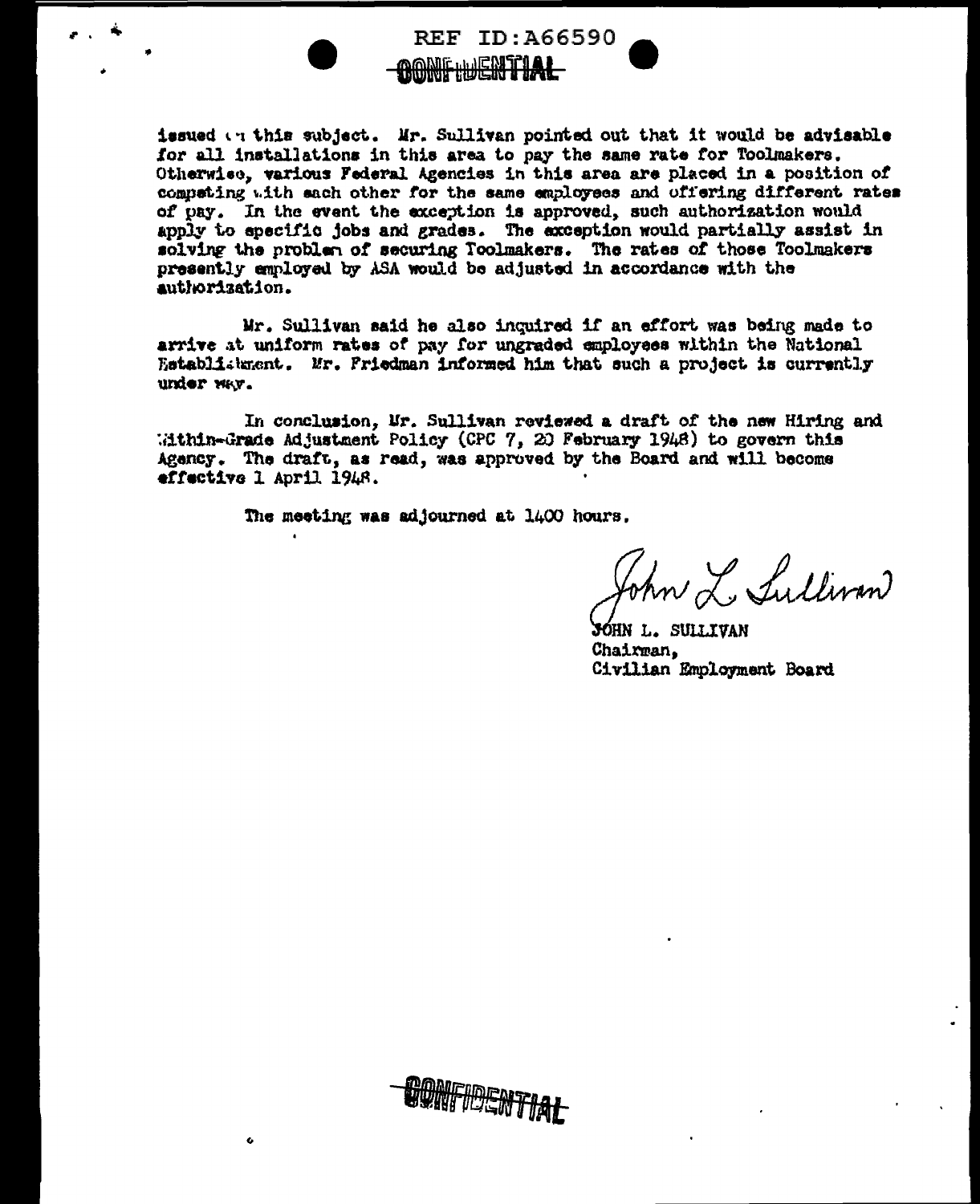issued on this subject. Mr. Sullivan pointed out that it would be advisable for all installations in this area to pay the same rate for Toolmakers. Otherwise, various Federal Agencies in this area are placed in a position of competing with each other for the same employees and offering different rates of pay. In the event the exception is approved, such authorization would apply to specific jobs and grades. The exception would partially assist in solving the problem of securing Toolmakers. The rates of those Toolmakers presently employed by ASA would be adjusted in accordance with the authorization.

Mr. Sullivan said he also inquired if an effort was being made to arrive at uniform rates of pay for ungraded employees within the National Establishment. Mr. Friedman informed him that such a project is currently under way.

In conclusion, Mr. Sullivan reviewed a draft of the new Hiring and Within-Grade Adjustment Policy (CPC 7, 20 February 1948) to govern this Agency. The draft, as read, was approved by the Board and will become effective 1 April 1948.

The meeting was adjourned at 1400 hours.

John L. Sullivan

JOHN L. SULLIVAN
Chairman,
Civilian Employment Board